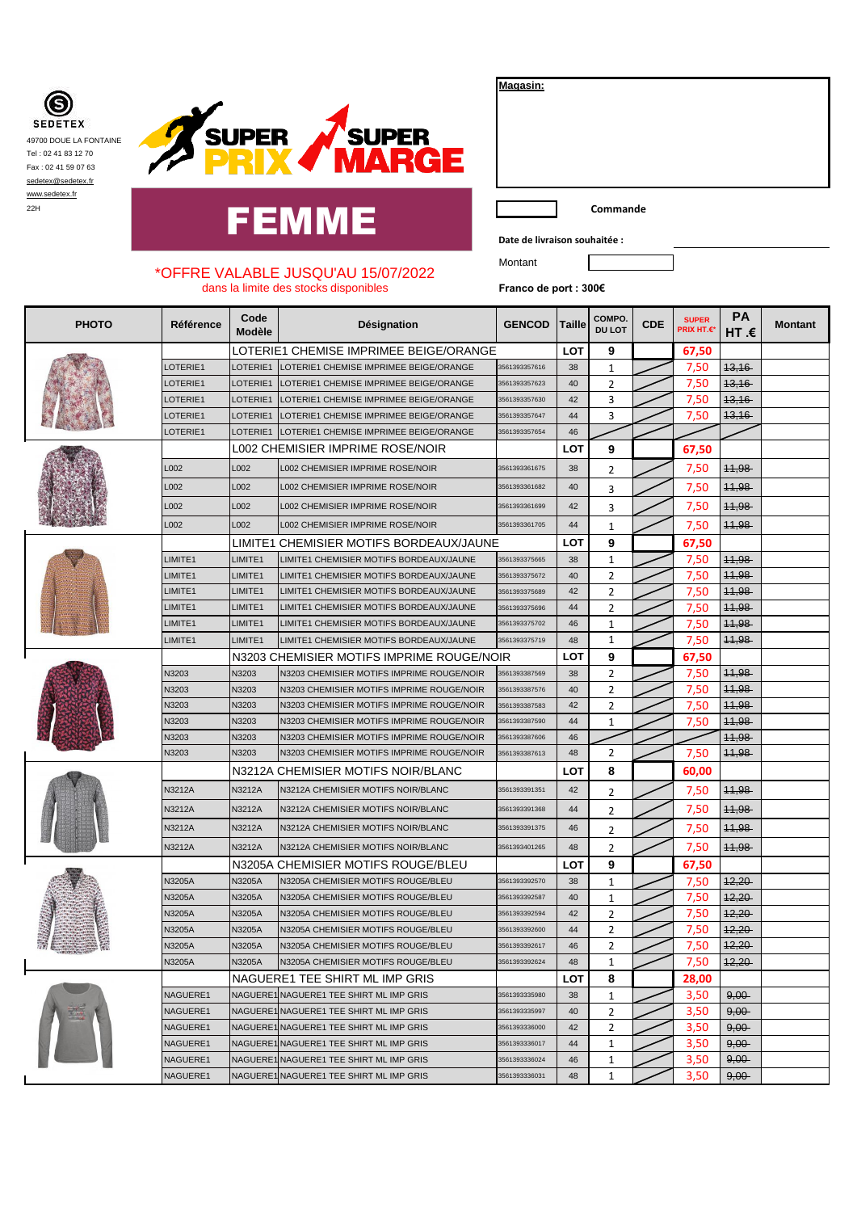SEDETEX
49700 DOUE LA FONTAINE
Tel : 02 41 83 12 70
Fax : 02 41 59 07 63
sedetex@sedetex.fr
www.sedetex.fr
22H

SUPER PRIX SUPER MARGE

# FEMME

*OFFRE VALABLE JUSQU'AU 15/07/2022
dans la limite des stocks disponibles

**Magasin:**

**Commande**

**Date de livraison souhaitée :**

Montant

**Franco de port : 300€**

| PHOTO | Référence | Code Modèle | Désignation | GENCOD | Taille | COMPO. DU LOT | CDE | SUPER PRIX HT.€* | PA HT .€ | Montant |
|---|---|---|---|---|---|---|---|---|---|---|
| | | LOTERIE1 CHEMISE IMPRIMEE BEIGE/ORANGE | | | LOT | 9 | | 67,50 | | |
| | LOTERIE1 | LOTERIE1 | LOTERIE1 CHEMISE IMPRIMEE BEIGE/ORANGE | 3561393357616 | 38 | 1 | | 7,50 | ~~13,16~~ | |
| | LOTERIE1 | LOTERIE1 | LOTERIE1 CHEMISE IMPRIMEE BEIGE/ORANGE | 3561393357623 | 40 | 2 | | 7,50 | ~~13,16~~ | |
| | LOTERIE1 | LOTERIE1 | LOTERIE1 CHEMISE IMPRIMEE BEIGE/ORANGE | 3561393357630 | 42 | 3 | | 7,50 | ~~13,16~~ | |
| | LOTERIE1 | LOTERIE1 | LOTERIE1 CHEMISE IMPRIMEE BEIGE/ORANGE | 3561393357647 | 44 | 3 | | 7,50 | ~~13,16~~ | |
| | LOTERIE1 | LOTERIE1 | LOTERIE1 CHEMISE IMPRIMEE BEIGE/ORANGE | 3561393357654 | 46 | | | | | |
| | | L002 CHEMISIER IMPRIME ROSE/NOIR | | | LOT | 9 | | 67,50 | | |
| | L002 | L002 | L002 CHEMISIER IMPRIME ROSE/NOIR | 3561393361675 | 38 | 2 | | 7,50 | ~~11,98~~ | |
| | L002 | L002 | L002 CHEMISIER IMPRIME ROSE/NOIR | 3561393361682 | 40 | 3 | | 7,50 | ~~11,98~~ | |
| | L002 | L002 | L002 CHEMISIER IMPRIME ROSE/NOIR | 3561393361699 | 42 | 3 | | 7,50 | ~~11,98~~ | |
| | L002 | L002 | L002 CHEMISIER IMPRIME ROSE/NOIR | 3561393361705 | 44 | 1 | | 7,50 | ~~11,98~~ | |
| | | LIMITE1 CHEMISIER MOTIFS BORDEAUX/JAUNE | | | LOT | 9 | | 67,50 | | |
| | LIMITE1 | LIMITE1 | LIMITE1 CHEMISIER MOTIFS BORDEAUX/JAUNE | 3561393375665 | 38 | 1 | | 7,50 | ~~11,98~~ | |
| | LIMITE1 | LIMITE1 | LIMITE1 CHEMISIER MOTIFS BORDEAUX/JAUNE | 3561393375672 | 40 | 2 | | 7,50 | ~~11,98~~ | |
| | LIMITE1 | LIMITE1 | LIMITE1 CHEMISIER MOTIFS BORDEAUX/JAUNE | 3561393375689 | 42 | 2 | | 7,50 | ~~11,98~~ | |
| | LIMITE1 | LIMITE1 | LIMITE1 CHEMISIER MOTIFS BORDEAUX/JAUNE | 3561393375696 | 44 | 2 | | 7,50 | ~~11,98~~ | |
| | LIMITE1 | LIMITE1 | LIMITE1 CHEMISIER MOTIFS BORDEAUX/JAUNE | 3561393375702 | 46 | 1 | | 7,50 | ~~11,98~~ | |
| | LIMITE1 | LIMITE1 | LIMITE1 CHEMISIER MOTIFS BORDEAUX/JAUNE | 3561393375719 | 48 | 1 | | 7,50 | ~~11,98~~ | |
| | | N3203 CHEMISIER MOTIFS IMPRIME ROUGE/NOIR | | | LOT | 9 | | 67,50 | | |
| | N3203 | N3203 | N3203 CHEMISIER MOTIFS IMPRIME ROUGE/NOIR | 3561393387569 | 38 | 2 | | 7,50 | ~~11,98~~ | |
| | N3203 | N3203 | N3203 CHEMISIER MOTIFS IMPRIME ROUGE/NOIR | 3561393387576 | 40 | 2 | | 7,50 | ~~11,98~~ | |
| | N3203 | N3203 | N3203 CHEMISIER MOTIFS IMPRIME ROUGE/NOIR | 3561393387583 | 42 | 2 | | 7,50 | ~~11,98~~ | |
| | N3203 | N3203 | N3203 CHEMISIER MOTIFS IMPRIME ROUGE/NOIR | 3561393387590 | 44 | 1 | | 7,50 | ~~11,98~~ | |
| | N3203 | N3203 | N3203 CHEMISIER MOTIFS IMPRIME ROUGE/NOIR | 3561393387606 | 46 | | | | ~~11,98~~ | |
| | N3203 | N3203 | N3203 CHEMISIER MOTIFS IMPRIME ROUGE/NOIR | 3561393387613 | 48 | 2 | | 7,50 | ~~11,98~~ | |
| | | N3212A CHEMISIER MOTIFS NOIR/BLANC | | | LOT | 8 | | 60,00 | | |
| | N3212A | N3212A | N3212A CHEMISIER MOTIFS NOIR/BLANC | 3561393391351 | 42 | 2 | | 7,50 | ~~11,98~~ | |
| | N3212A | N3212A | N3212A CHEMISIER MOTIFS NOIR/BLANC | 3561393391368 | 44 | 2 | | 7,50 | ~~11,98~~ | |
| | N3212A | N3212A | N3212A CHEMISIER MOTIFS NOIR/BLANC | 3561393391375 | 46 | 2 | | 7,50 | ~~11,98~~ | |
| | N3212A | N3212A | N3212A CHEMISIER MOTIFS NOIR/BLANC | 3561393401265 | 48 | 2 | | 7,50 | ~~11,98~~ | |
| | | N3205A CHEMISIER MOTIFS ROUGE/BLEU | | | LOT | 9 | | 67,50 | | |
| | N3205A | N3205A | N3205A CHEMISIER MOTIFS ROUGE/BLEU | 3561393392570 | 38 | 1 | | 7,50 | ~~12,20~~ | |
| | N3205A | N3205A | N3205A CHEMISIER MOTIFS ROUGE/BLEU | 3561393392587 | 40 | 1 | | 7,50 | ~~12,20~~ | |
| | N3205A | N3205A | N3205A CHEMISIER MOTIFS ROUGE/BLEU | 3561393392594 | 42 | 2 | | 7,50 | ~~12,20~~ | |
| | N3205A | N3205A | N3205A CHEMISIER MOTIFS ROUGE/BLEU | 3561393392600 | 44 | 2 | | 7,50 | ~~12,20~~ | |
| | N3205A | N3205A | N3205A CHEMISIER MOTIFS ROUGE/BLEU | 3561393392617 | 46 | 2 | | 7,50 | ~~12,20~~ | |
| | N3205A | N3205A | N3205A CHEMISIER MOTIFS ROUGE/BLEU | 3561393392624 | 48 | 1 | | 7,50 | ~~12,20~~ | |
| | | NAGUERE1 TEE SHIRT ML IMP GRIS | | | LOT | 8 | | 28,00 | | |
| | NAGUERE1 | NAGUERE1 | NAGUERE1 TEE SHIRT ML IMP GRIS | 3561393335980 | 38 | 1 | | 3,50 | ~~9,00~~ | |
| | NAGUERE1 | NAGUERE1 | NAGUERE1 TEE SHIRT ML IMP GRIS | 3561393335997 | 40 | 2 | | 3,50 | ~~9,00~~ | |
| | NAGUERE1 | NAGUERE1 | NAGUERE1 TEE SHIRT ML IMP GRIS | 3561393336000 | 42 | 2 | | 3,50 | ~~9,00~~ | |
| | NAGUERE1 | NAGUERE1 | NAGUERE1 TEE SHIRT ML IMP GRIS | 3561393336017 | 44 | 1 | | 3,50 | ~~9,00~~ | |
| | NAGUERE1 | NAGUERE1 | NAGUERE1 TEE SHIRT ML IMP GRIS | 3561393336024 | 46 | 1 | | 3,50 | ~~9,00~~ | |
| | NAGUERE1 | NAGUERE1 | NAGUERE1 TEE SHIRT ML IMP GRIS | 3561393336031 | 48 | 1 | | 3,50 | ~~9,00~~ | |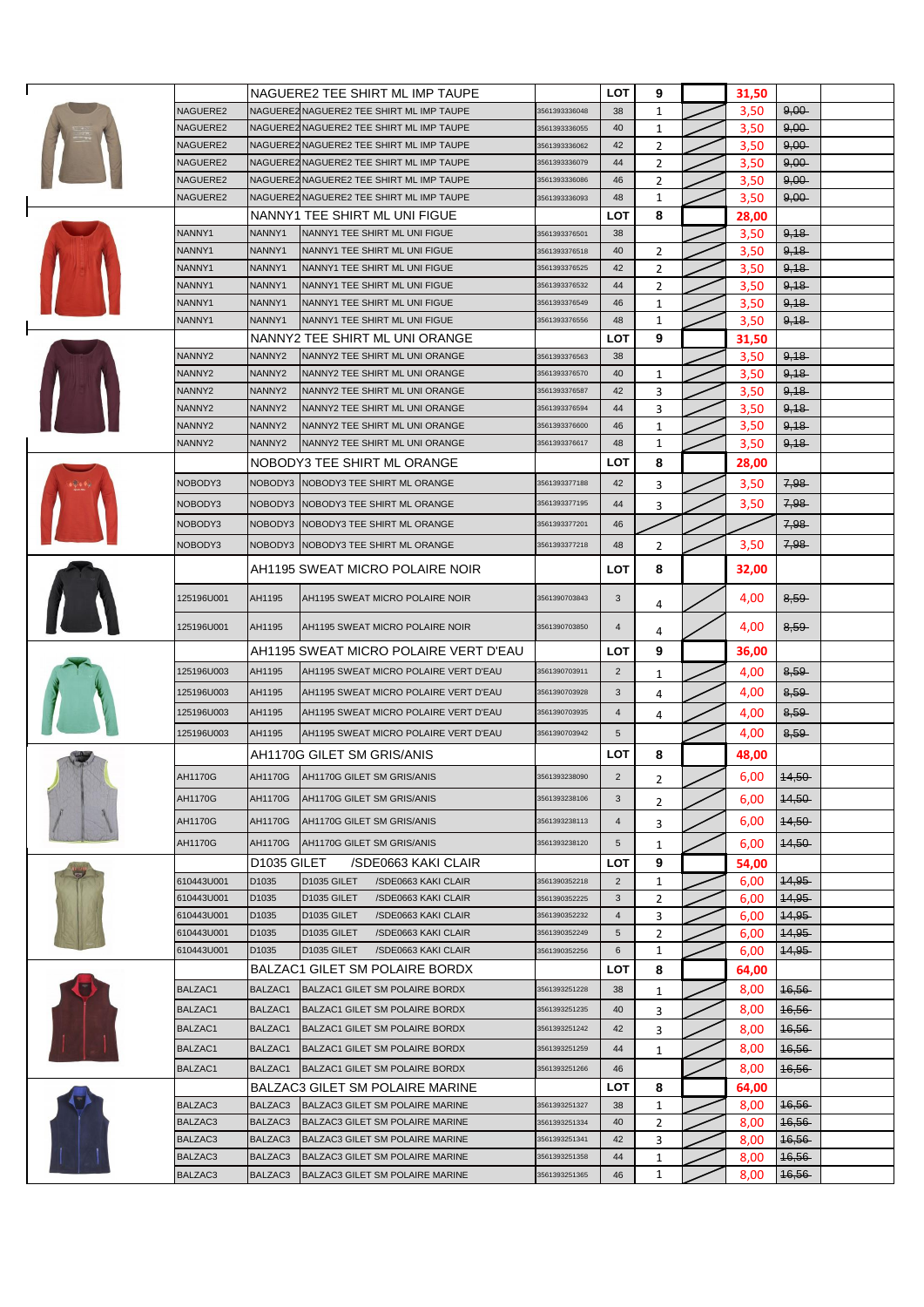| | Réf | Code | Désignation | EAN | Taille | Qté | | Prix | Ancien prix | |
|---|---|---|---|---|---|---|---|---|---|---|
| | | | NAGUERE2 TEE SHIRT ML IMP TAUPE | | LOT | 9 | | 31,50 | | |
| | NAGUERE2 | NAGUERE2 | NAGUERE2 TEE SHIRT ML IMP TAUPE | 3561393336048 | 38 | 1 | | 3,50 | ~~9,00~~ | |
| | NAGUERE2 | NAGUERE2 | NAGUERE2 TEE SHIRT ML IMP TAUPE | 3561393336055 | 40 | 1 | | 3,50 | ~~9,00~~ | |
| | NAGUERE2 | NAGUERE2 | NAGUERE2 TEE SHIRT ML IMP TAUPE | 3561393336062 | 42 | 2 | | 3,50 | ~~9,00~~ | |
| | NAGUERE2 | NAGUERE2 | NAGUERE2 TEE SHIRT ML IMP TAUPE | 3561393336079 | 44 | 2 | | 3,50 | ~~9,00~~ | |
| | NAGUERE2 | NAGUERE2 | NAGUERE2 TEE SHIRT ML IMP TAUPE | 3561393336086 | 46 | 2 | | 3,50 | ~~9,00~~ | |
| | NAGUERE2 | NAGUERE2 | NAGUERE2 TEE SHIRT ML IMP TAUPE | 3561393336093 | 48 | 1 | | 3,50 | ~~9,00~~ | |
| | | | NANNY1 TEE SHIRT ML UNI FIGUE | | LOT | 8 | | 28,00 | | |
| | NANNY1 | NANNY1 | NANNY1 TEE SHIRT ML UNI FIGUE | 3561393376501 | 38 | | | 3,50 | ~~9,18~~ | |
| | NANNY1 | NANNY1 | NANNY1 TEE SHIRT ML UNI FIGUE | 3561393376518 | 40 | 2 | | 3,50 | ~~9,18~~ | |
| | NANNY1 | NANNY1 | NANNY1 TEE SHIRT ML UNI FIGUE | 3561393376525 | 42 | 2 | | 3,50 | ~~9,18~~ | |
| | NANNY1 | NANNY1 | NANNY1 TEE SHIRT ML UNI FIGUE | 3561393376532 | 44 | 2 | | 3,50 | ~~9,18~~ | |
| | NANNY1 | NANNY1 | NANNY1 TEE SHIRT ML UNI FIGUE | 3561393376549 | 46 | 1 | | 3,50 | ~~9,18~~ | |
| | NANNY1 | NANNY1 | NANNY1 TEE SHIRT ML UNI FIGUE | 3561393376556 | 48 | 1 | | 3,50 | ~~9,18~~ | |
| | | | NANNY2 TEE SHIRT ML UNI ORANGE | | LOT | 9 | | 31,50 | | |
| | NANNY2 | NANNY2 | NANNY2 TEE SHIRT ML UNI ORANGE | 3561393376563 | 38 | | | 3,50 | ~~9,18~~ | |
| | NANNY2 | NANNY2 | NANNY2 TEE SHIRT ML UNI ORANGE | 3561393376570 | 40 | 1 | | 3,50 | ~~9,18~~ | |
| | NANNY2 | NANNY2 | NANNY2 TEE SHIRT ML UNI ORANGE | 3561393376587 | 42 | 3 | | 3,50 | ~~9,18~~ | |
| | NANNY2 | NANNY2 | NANNY2 TEE SHIRT ML UNI ORANGE | 3561393376594 | 44 | 3 | | 3,50 | ~~9,18~~ | |
| | NANNY2 | NANNY2 | NANNY2 TEE SHIRT ML UNI ORANGE | 3561393376600 | 46 | 1 | | 3,50 | ~~9,18~~ | |
| | NANNY2 | NANNY2 | NANNY2 TEE SHIRT ML UNI ORANGE | 3561393376617 | 48 | 1 | | 3,50 | ~~9,18~~ | |
| | | | NOBODY3 TEE SHIRT ML ORANGE | | LOT | 8 | | 28,00 | | |
| | NOBODY3 | NOBODY3 | NOBODY3 TEE SHIRT ML ORANGE | 3561393377188 | 42 | 3 | | 3,50 | ~~7,98~~ | |
| | NOBODY3 | NOBODY3 | NOBODY3 TEE SHIRT ML ORANGE | 3561393377195 | 44 | 3 | | 3,50 | ~~7,98~~ | |
| | NOBODY3 | NOBODY3 | NOBODY3 TEE SHIRT ML ORANGE | 3561393377201 | 46 | | | | ~~7,98~~ | |
| | NOBODY3 | NOBODY3 | NOBODY3 TEE SHIRT ML ORANGE | 3561393377218 | 48 | 2 | | 3,50 | ~~7,98~~ | |
| | | | AH1195 SWEAT MICRO POLAIRE NOIR | | LOT | 8 | | 32,00 | | |
| | 125196U001 | AH1195 | AH1195 SWEAT MICRO POLAIRE NOIR | 3561390703843 | 3 | 4 | | 4,00 | ~~8,59~~ | |
| | 125196U001 | AH1195 | AH1195 SWEAT MICRO POLAIRE NOIR | 3561390703850 | 4 | 4 | | 4,00 | ~~8,59~~ | |
| | | | AH1195 SWEAT MICRO POLAIRE VERT D'EAU | | LOT | 9 | | 36,00 | | |
| | 125196U003 | AH1195 | AH1195 SWEAT MICRO POLAIRE VERT D'EAU | 3561390703911 | 2 | 1 | | 4,00 | ~~8,59~~ | |
| | 125196U003 | AH1195 | AH1195 SWEAT MICRO POLAIRE VERT D'EAU | 3561390703928 | 3 | 4 | | 4,00 | ~~8,59~~ | |
| | 125196U003 | AH1195 | AH1195 SWEAT MICRO POLAIRE VERT D'EAU | 3561390703935 | 4 | 4 | | 4,00 | ~~8,59~~ | |
| | 125196U003 | AH1195 | AH1195 SWEAT MICRO POLAIRE VERT D'EAU | 3561390703942 | 5 | | | 4,00 | ~~8,59~~ | |
| | | | AH1170G GILET SM GRIS/ANIS | | LOT | 8 | | 48,00 | | |
| | AH1170G | AH1170G | AH1170G GILET SM GRIS/ANIS | 3561393238090 | 2 | 2 | | 6,00 | ~~14,50~~ | |
| | AH1170G | AH1170G | AH1170G GILET SM GRIS/ANIS | 3561393238106 | 3 | 2 | | 6,00 | ~~14,50~~ | |
| | AH1170G | AH1170G | AH1170G GILET SM GRIS/ANIS | 3561393238113 | 4 | 3 | | 6,00 | ~~14,50~~ | |
| | AH1170G | AH1170G | AH1170G GILET SM GRIS/ANIS | 3561393238120 | 5 | 1 | | 6,00 | ~~14,50~~ | |
| | | D1035 GILET | /SDE0663 KAKI CLAIR | | LOT | 9 | | 54,00 | | |
| | 610443U001 | D1035 | D1035 GILET /SDE0663 KAKI CLAIR | 3561390352218 | 2 | 1 | | 6,00 | ~~14,95~~ | |
| | 610443U001 | D1035 | D1035 GILET /SDE0663 KAKI CLAIR | 3561390352225 | 3 | 2 | | 6,00 | ~~14,95~~ | |
| | 610443U001 | D1035 | D1035 GILET /SDE0663 KAKI CLAIR | 3561390352232 | 4 | 3 | | 6,00 | ~~14,95~~ | |
| | 610443U001 | D1035 | D1035 GILET /SDE0663 KAKI CLAIR | 3561390352249 | 5 | 2 | | 6,00 | ~~14,95~~ | |
| | 610443U001 | D1035 | D1035 GILET /SDE0663 KAKI CLAIR | 3561390352256 | 6 | 1 | | 6,00 | ~~14,95~~ | |
| | | | BALZAC1 GILET SM POLAIRE BORDX | | LOT | 8 | | 64,00 | | |
| | BALZAC1 | BALZAC1 | BALZAC1 GILET SM POLAIRE BORDX | 3561393251228 | 38 | 1 | | 8,00 | ~~16,56~~ | |
| | BALZAC1 | BALZAC1 | BALZAC1 GILET SM POLAIRE BORDX | 3561393251235 | 40 | 3 | | 8,00 | ~~16,56~~ | |
| | BALZAC1 | BALZAC1 | BALZAC1 GILET SM POLAIRE BORDX | 3561393251242 | 42 | 3 | | 8,00 | ~~16,56~~ | |
| | BALZAC1 | BALZAC1 | BALZAC1 GILET SM POLAIRE BORDX | 3561393251259 | 44 | 1 | | 8,00 | ~~16,56~~ | |
| | BALZAC1 | BALZAC1 | BALZAC1 GILET SM POLAIRE BORDX | 3561393251266 | 46 | | | 8,00 | ~~16,56~~ | |
| | | | BALZAC3 GILET SM POLAIRE MARINE | | LOT | 8 | | 64,00 | | |
| | BALZAC3 | BALZAC3 | BALZAC3 GILET SM POLAIRE MARINE | 3561393251327 | 38 | 1 | | 8,00 | ~~16,56~~ | |
| | BALZAC3 | BALZAC3 | BALZAC3 GILET SM POLAIRE MARINE | 3561393251334 | 40 | 2 | | 8,00 | ~~16,56~~ | |
| | BALZAC3 | BALZAC3 | BALZAC3 GILET SM POLAIRE MARINE | 3561393251341 | 42 | 3 | | 8,00 | ~~16,56~~ | |
| | BALZAC3 | BALZAC3 | BALZAC3 GILET SM POLAIRE MARINE | 3561393251358 | 44 | 1 | | 8,00 | ~~16,56~~ | |
| | BALZAC3 | BALZAC3 | BALZAC3 GILET SM POLAIRE MARINE | 3561393251365 | 46 | 1 | | 8,00 | ~~16,56~~ | |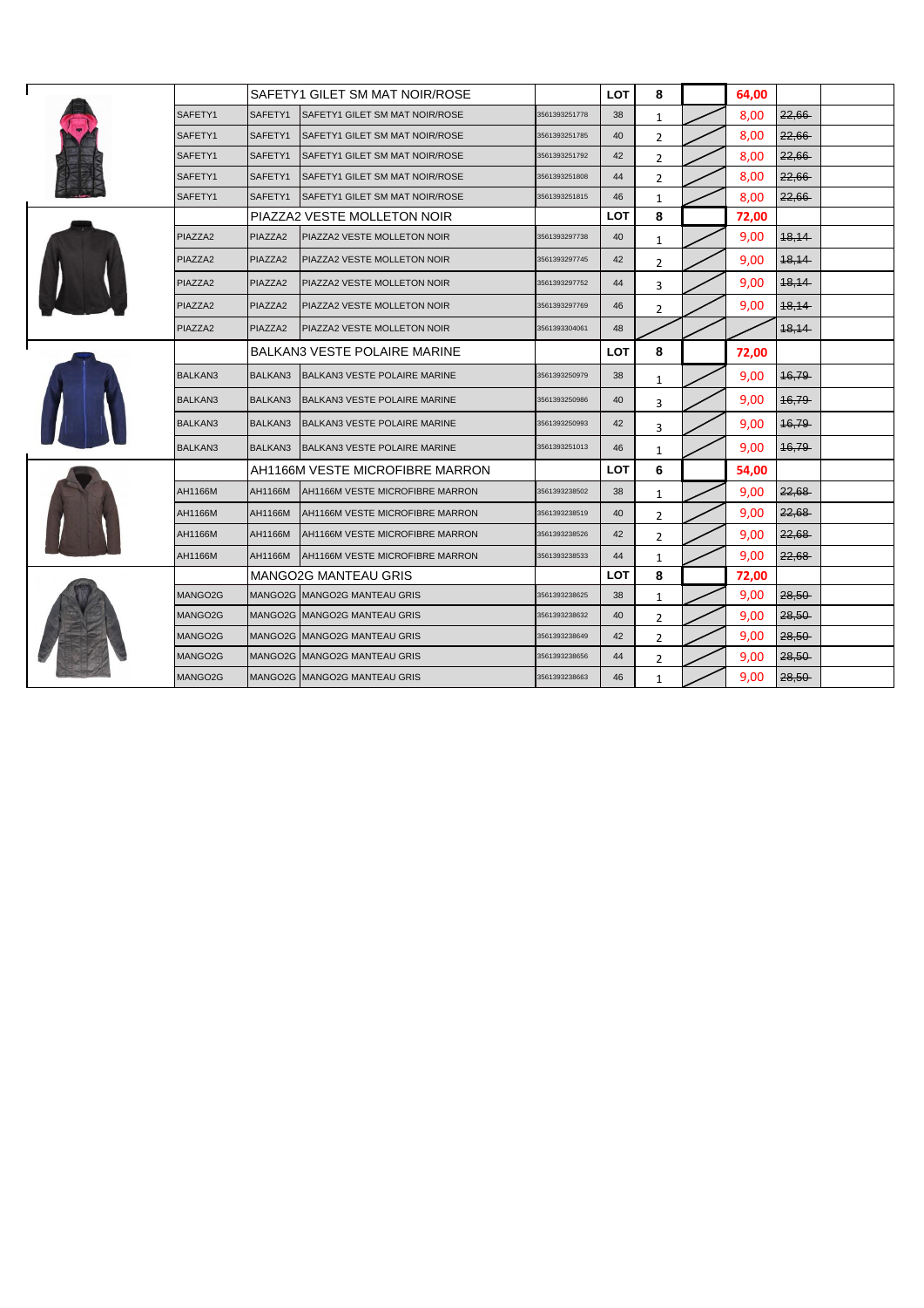| | | | | | | | | | | |
|---|---|---|---|---|---|---|---|---|---|---|
| | | SAFETY1 GILET SM MAT NOIR/ROSE | | | LOT | 8 | | 64,00 | | |
| | SAFETY1 | SAFETY1 | SAFETY1 GILET SM MAT NOIR/ROSE | 3561393251778 | 38 | 1 | | 8,00 | ~~22,66~~ | |
| | SAFETY1 | SAFETY1 | SAFETY1 GILET SM MAT NOIR/ROSE | 3561393251785 | 40 | 2 | | 8,00 | ~~22,66~~ | |
| | SAFETY1 | SAFETY1 | SAFETY1 GILET SM MAT NOIR/ROSE | 3561393251792 | 42 | 2 | | 8,00 | ~~22,66~~ | |
| | SAFETY1 | SAFETY1 | SAFETY1 GILET SM MAT NOIR/ROSE | 3561393251808 | 44 | 2 | | 8,00 | ~~22,66~~ | |
| | SAFETY1 | SAFETY1 | SAFETY1 GILET SM MAT NOIR/ROSE | 3561393251815 | 46 | 1 | | 8,00 | ~~22,66~~ | |
| | | PIAZZA2 VESTE MOLLETON NOIR | | | LOT | 8 | | 72,00 | | |
| | PIAZZA2 | PIAZZA2 | PIAZZA2 VESTE MOLLETON NOIR | 3561393297738 | 40 | 1 | | 9,00 | ~~18,14~~ | |
| | PIAZZA2 | PIAZZA2 | PIAZZA2 VESTE MOLLETON NOIR | 3561393297745 | 42 | 2 | | 9,00 | ~~18,14~~ | |
| | PIAZZA2 | PIAZZA2 | PIAZZA2 VESTE MOLLETON NOIR | 3561393297752 | 44 | 3 | | 9,00 | ~~18,14~~ | |
| | PIAZZA2 | PIAZZA2 | PIAZZA2 VESTE MOLLETON NOIR | 3561393297769 | 46 | 2 | | 9,00 | ~~18,14~~ | |
| | PIAZZA2 | PIAZZA2 | PIAZZA2 VESTE MOLLETON NOIR | 3561393304061 | 48 | | | | ~~18,14~~ | |
| | | BALKAN3 VESTE POLAIRE MARINE | | | LOT | 8 | | 72,00 | | |
| | BALKAN3 | BALKAN3 | BALKAN3 VESTE POLAIRE MARINE | 3561393250979 | 38 | 1 | | 9,00 | ~~16,79~~ | |
| | BALKAN3 | BALKAN3 | BALKAN3 VESTE POLAIRE MARINE | 3561393250986 | 40 | 3 | | 9,00 | ~~16,79~~ | |
| | BALKAN3 | BALKAN3 | BALKAN3 VESTE POLAIRE MARINE | 3561393250993 | 42 | 3 | | 9,00 | ~~16,79~~ | |
| | BALKAN3 | BALKAN3 | BALKAN3 VESTE POLAIRE MARINE | 3561393251013 | 46 | 1 | | 9,00 | ~~16,79~~ | |
| | | AH1166M VESTE MICROFIBRE MARRON | | | LOT | 6 | | 54,00 | | |
| | AH1166M | AH1166M | AH1166M VESTE MICROFIBRE MARRON | 3561393238502 | 38 | 1 | | 9,00 | ~~22,68~~ | |
| | AH1166M | AH1166M | AH1166M VESTE MICROFIBRE MARRON | 3561393238519 | 40 | 2 | | 9,00 | ~~22,68~~ | |
| | AH1166M | AH1166M | AH1166M VESTE MICROFIBRE MARRON | 3561393238526 | 42 | 2 | | 9,00 | ~~22,68~~ | |
| | AH1166M | AH1166M | AH1166M VESTE MICROFIBRE MARRON | 3561393238533 | 44 | 1 | | 9,00 | ~~22,68~~ | |
| | | MANGO2G MANTEAU GRIS | | | LOT | 8 | | 72,00 | | |
| | MANGO2G | MANGO2G | MANGO2G MANTEAU GRIS | 3561393238625 | 38 | 1 | | 9,00 | ~~28,50~~ | |
| | MANGO2G | MANGO2G | MANGO2G MANTEAU GRIS | 3561393238632 | 40 | 2 | | 9,00 | ~~28,50~~ | |
| | MANGO2G | MANGO2G | MANGO2G MANTEAU GRIS | 3561393238649 | 42 | 2 | | 9,00 | ~~28,50~~ | |
| | MANGO2G | MANGO2G | MANGO2G MANTEAU GRIS | 3561393238656 | 44 | 2 | | 9,00 | ~~28,50~~ | |
| | MANGO2G | MANGO2G | MANGO2G MANTEAU GRIS | 3561393238663 | 46 | 1 | | 9,00 | ~~28,50~~ | |